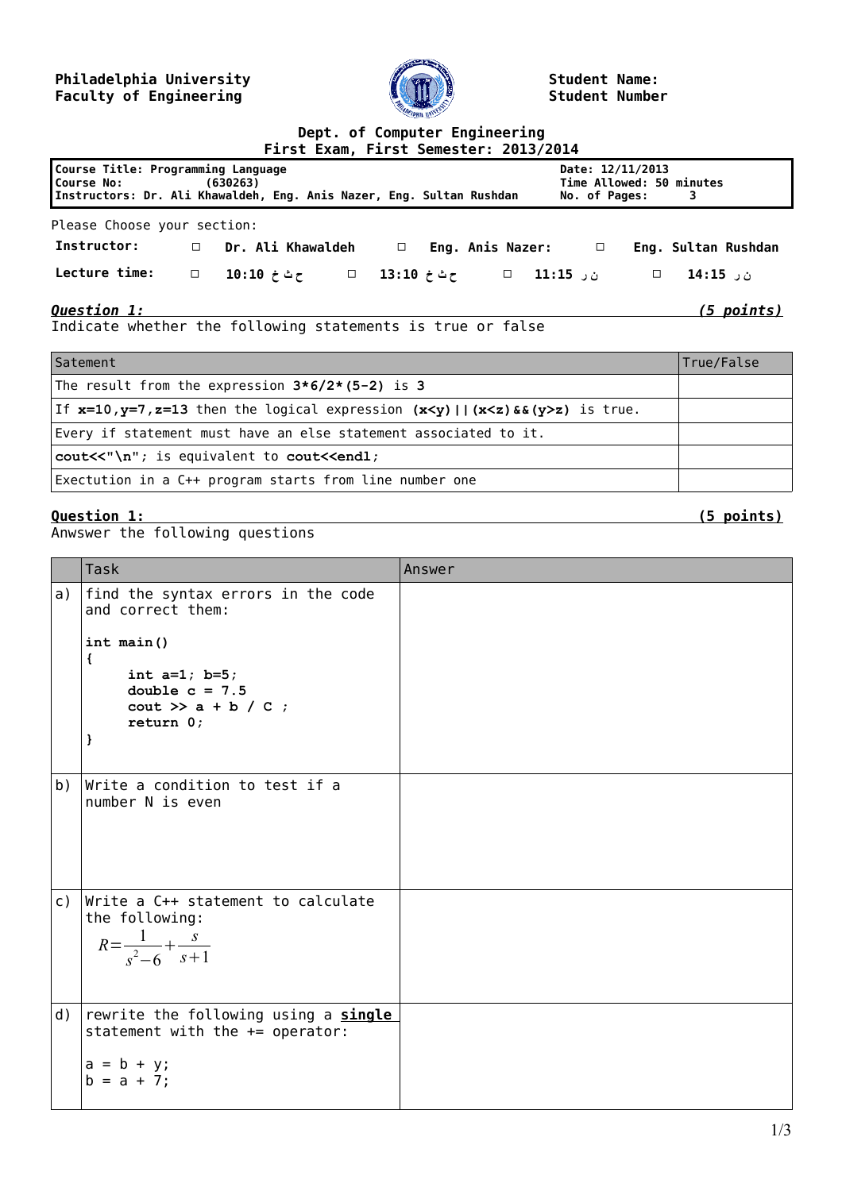**Philadelphia University**
**Faculty of Engineering**

**Student Name:**
**Student Number**

**Dept. of Computer Engineering**
**First Exam, First Semester: 2013/2014**

| | |
|---|---|
| **Course Title: Programming Language** | **Date: 12/11/2013** |
| **Course No: (630263)** | **Time Allowed: 50 minutes** |
| **Instructors: Dr. Ali Khawaldeh, Eng. Anis Nazer, Eng. Sultan Rushdan** | **No. of Pages: 3** |

Please Choose your section:

| | | | | | | | | |
|---|---|---|---|---|---|---|---|---|
| **Instructor:** | □ | **Dr. Ali Khawaldeh** | □ | **Eng. Anis Nazer:** | □ | **Eng. Sultan Rushdan** | | |
| **Lecture time:** | □ | **10:10** ح ث خ | □ | **13:10** ح ث خ | □ | **11:15** ن ر | □ | **14:15** ن ر |

***Question 1:*** ***(5 points)***

Indicate whether the following statements is true or false

| Satement | True/False |
|---|---|
| The result from the expression **3*6/2*(5-2)** is **3** | |
| If **x=10,y=7,z=13** then the logical expression **(x<y)\|\|(x<z)&&(y>z)** is true. | |
| Every if statement must have an else statement associated to it. | |
| **cout<<"\n"**; is equivalent to **cout<<endl**; | |
| Exectution in a C++ program starts from line number one | |

**Question 1:** **(5 points)**

Anwswer the following questions

| | Task | Answer |
|---|---|---|
| a) | find the syntax errors in the code and correct them:<br><br>**int main()**<br>**{**<br>**int a=1; b=5;**<br>**double c = 7.5**<br>**cout >> a + b / C ;**<br>**return 0;**<br>**}** | |
| b) | Write a condition to test if a number N is even | |
| c) | Write a C++ statement to calculate the following:<br>$R = \frac{1}{s^2 - 6} + \frac{s}{s+1}$ | |
| d) | rewrite the following using a **single** statement with the += operator:<br><br>a = b + y;<br>b = a + 7; | |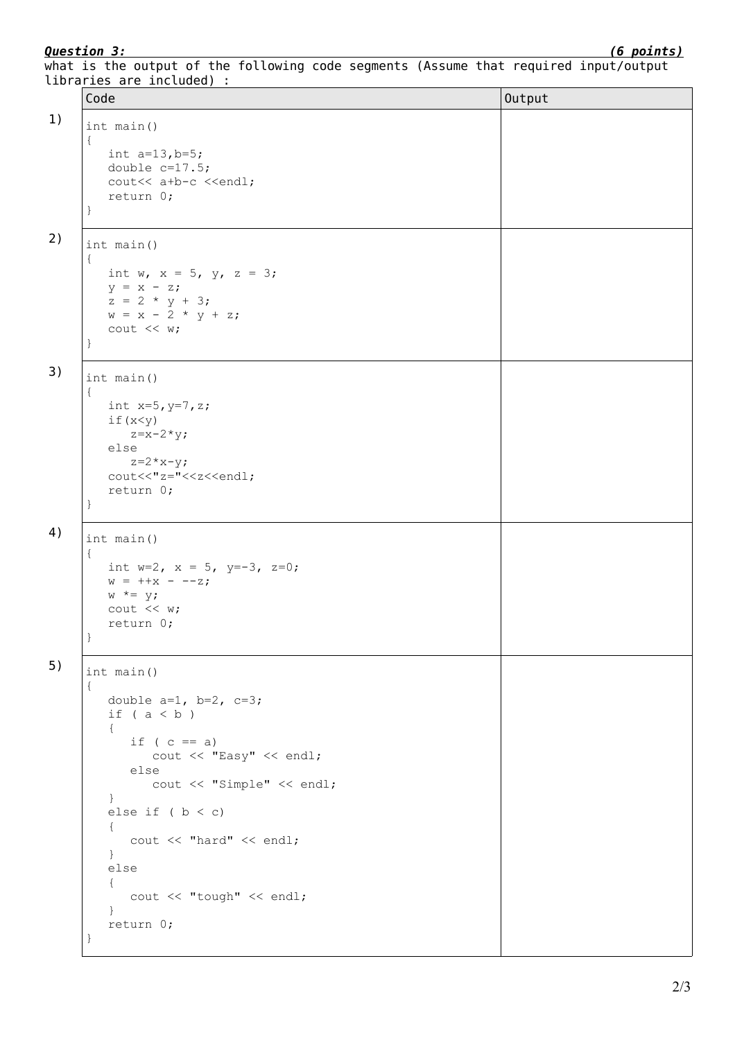***Question 3:*** ***(6 points)***

what is the output of the following code segments (Assume that required input/output libraries are included) :

**1)**

```
int main()
{
   int a=13,b=5;
   double c=17.5;
   cout<< a+b-c <<endl;
   return 0;
}
```

Output:

**2)**

```
int main()
{
   int w, x = 5, y, z = 3;
   y = x - z;
   z = 2 * y + 3;
   w = x - 2 * y + z;
   cout << w;
}
```

Output:

**3)**

```
int main()
{
   int x=5,y=7,z;
   if(x<y)
      z=x-2*y;
   else
      z=2*x-y;
   cout<<"z="<<z<<endl;
   return 0;
}
```

Output:

**4)**

```
int main()
{
   int w=2, x = 5, y=-3, z=0;
   w = ++x - --z;
   w *= y;
   cout << w;
   return 0;
}
```

Output:

**5)**

```
int main()
{
   double a=1, b=2, c=3;
   if ( a < b )
   {
      if ( c == a)
         cout << "Easy" << endl;
      else
         cout << "Simple" << endl;
   }
   else if ( b < c)
   {
      cout << "hard" << endl;
   }
   else
   {
      cout << "tough" << endl;
   }
   return 0;
}
```

Output: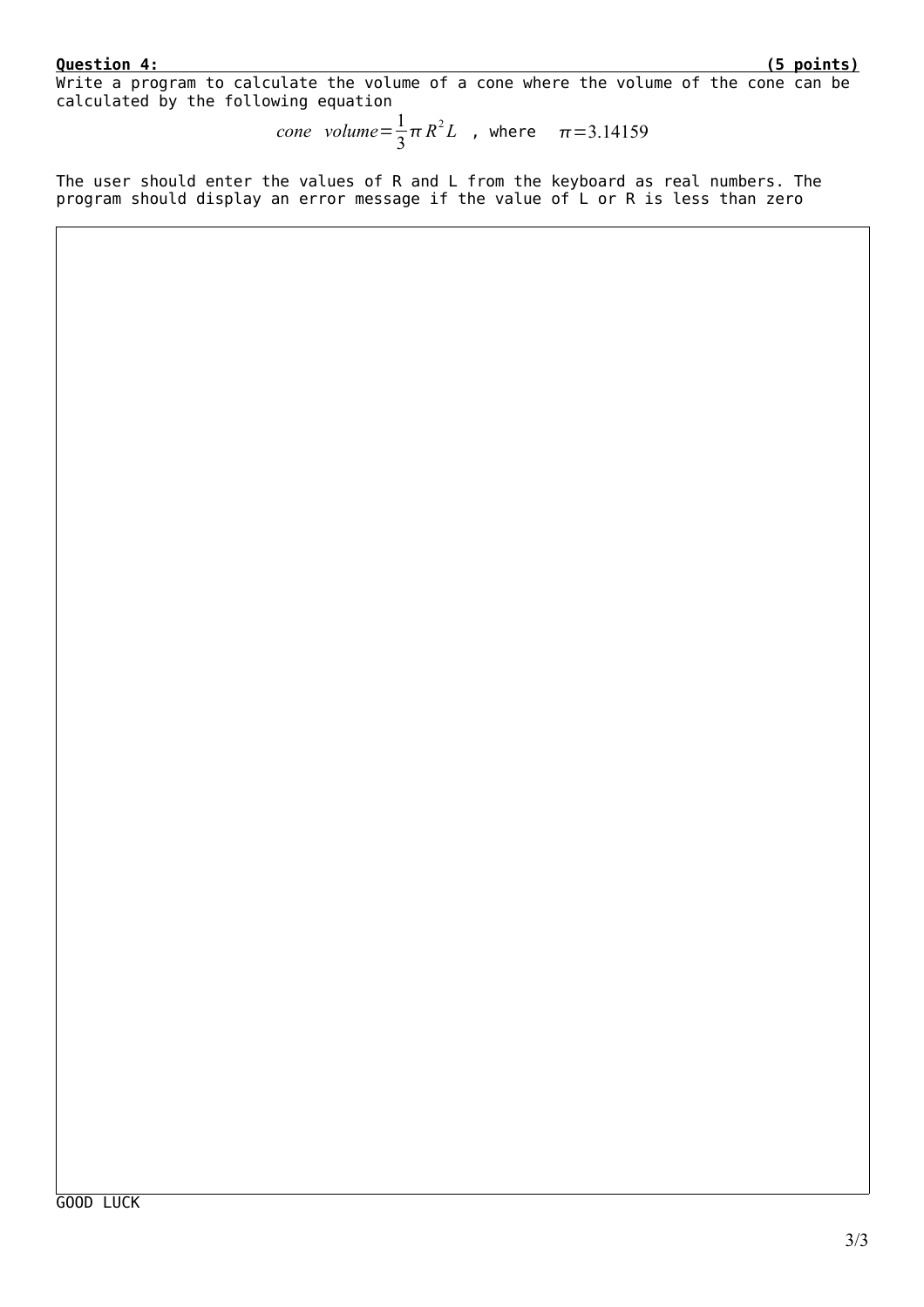**Question 4: (5 points)**

Write a program to calculate the volume of a cone where the volume of the cone can be calculated by the following equation

$$\text{cone volume} = \frac{1}{3}\pi R^2 L \quad \text{, where} \quad \pi = 3.14159$$

The user should enter the values of R and L from the keyboard as real numbers. The program should display an error message if the value of L or R is less than zero

GOOD LUCK